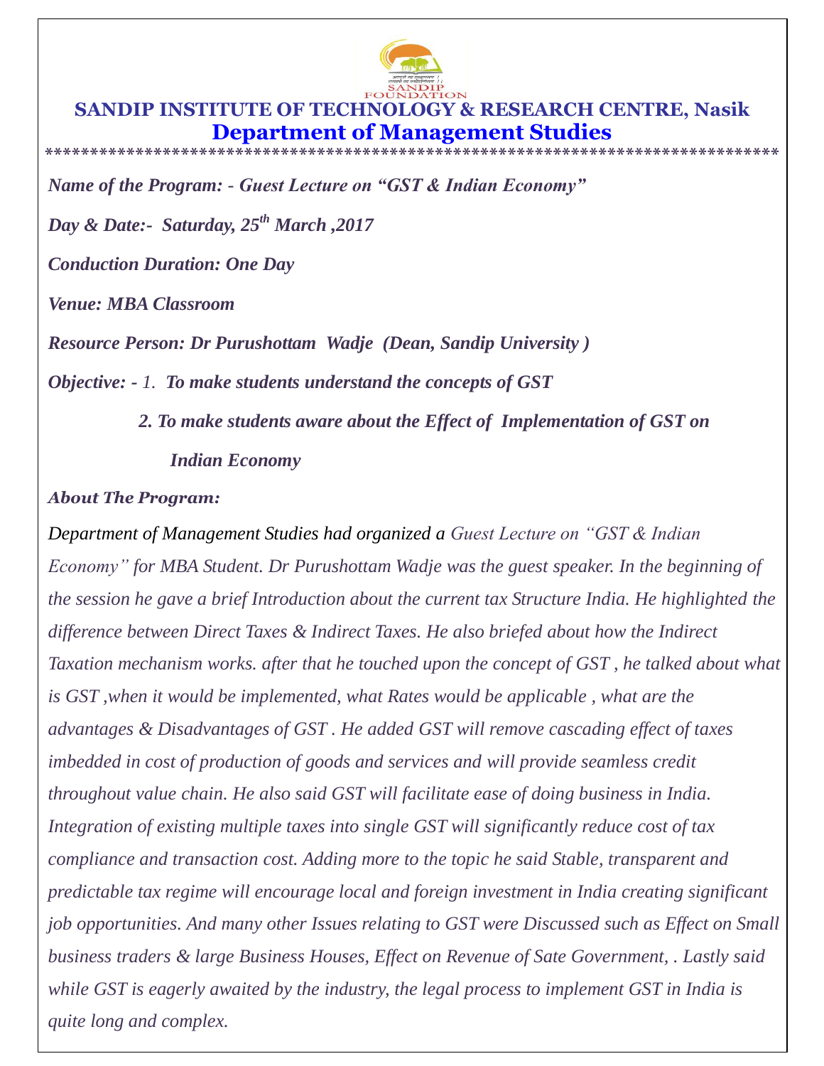SANDIP FOUNDATION

# SANDIP INSTITUTE OF TECHNOLOGY & RESEARCH CENTRE, Nasik

## Department of Management Studies

*********************************************************************************

***Name of the Program: - Guest Lecture on "GST & Indian Economy"***

***Day & Date:- Saturday, 25th March ,2017***

***Conduction Duration: One Day***

***Venue: MBA Classroom***

***Resource Person: Dr Purushottam Wadje (Dean, Sandip University )***

***Objective: - 1. To make students understand the concepts of GST***

***2. To make students aware about the Effect of Implementation of GST on Indian Economy***

***About The Program:***

*Department of Management Studies had organized a Guest Lecture on "GST & Indian Economy" for MBA Student. Dr Purushottam Wadje was the guest speaker. In the beginning of the session he gave a brief Introduction about the current tax Structure India. He highlighted the difference between Direct Taxes & Indirect Taxes. He also briefed about how the Indirect Taxation mechanism works. after that he touched upon the concept of GST , he talked about what is GST ,when it would be implemented, what Rates would be applicable , what are the advantages & Disadvantages of GST . He added GST will remove cascading effect of taxes imbedded in cost of production of goods and services and will provide seamless credit throughout value chain. He also said GST will facilitate ease of doing business in India. Integration of existing multiple taxes into single GST will significantly reduce cost of tax compliance and transaction cost. Adding more to the topic he said Stable, transparent and predictable tax regime will encourage local and foreign investment in India creating significant job opportunities. And many other Issues relating to GST were Discussed such as Effect on Small business traders & large Business Houses, Effect on Revenue of Sate Government, . Lastly said while GST is eagerly awaited by the industry, the legal process to implement GST in India is quite long and complex.*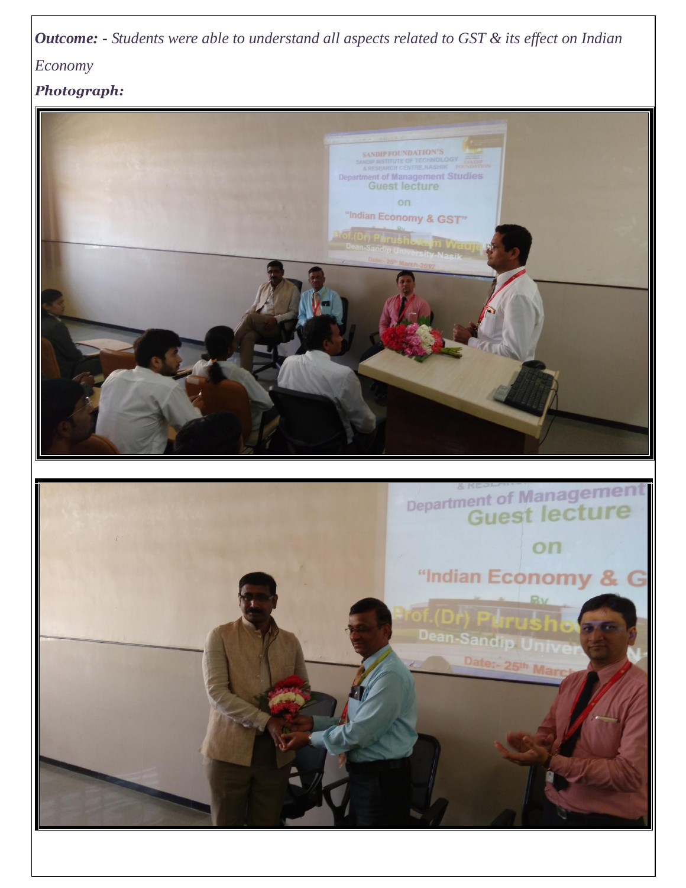***Outcome: -*** *Students were able to understand all aspects related to GST & its effect on Indian Economy*

***Photograph:***